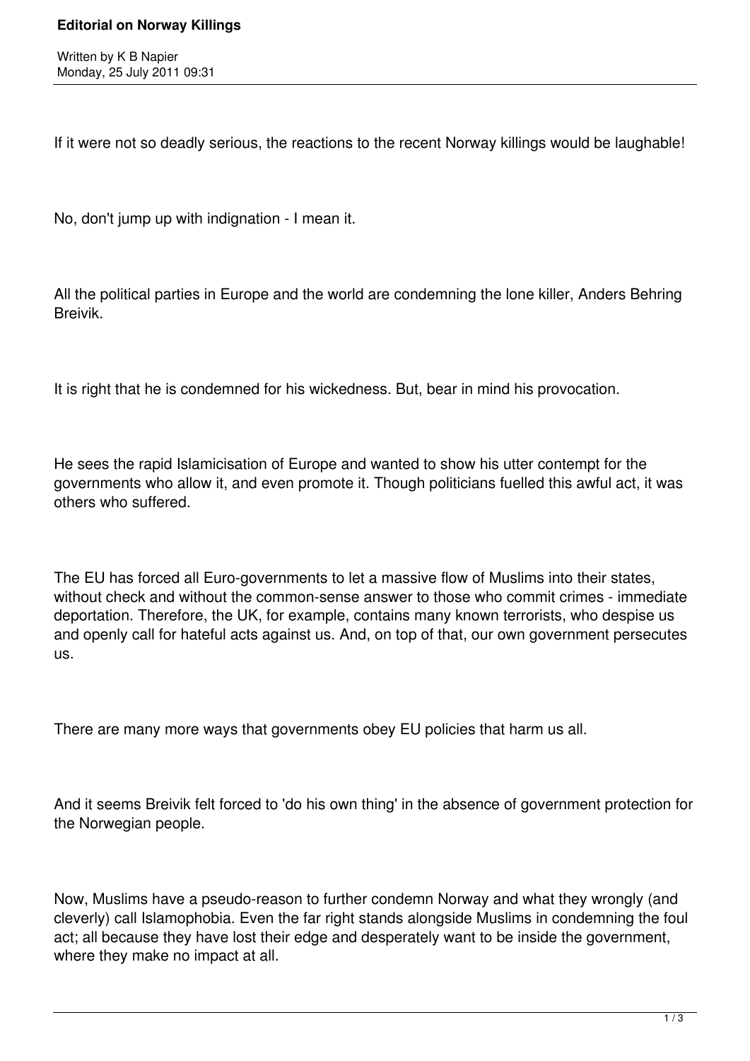# Editorial on Norway Killings

Written by K B Napier
Monday, 25 July 2011 09:31

If it were not so deadly serious, the reactions to the recent Norway killings would be laughable!

No, don't jump up with indignation - I mean it.

All the political parties in Europe and the world are condemning the lone killer, Anders Behring Breivik.

It is right that he is condemned for his wickedness. But, bear in mind his provocation.

He sees the rapid Islamicisation of Europe and wanted to show his utter contempt for the governments who allow it, and even promote it. Though politicians fuelled this awful act, it was others who suffered.

The EU has forced all Euro-governments to let a massive flow of Muslims into their states, without check and without the common-sense answer to those who commit crimes - immediate deportation. Therefore, the UK, for example, contains many known terrorists, who despise us and openly call for hateful acts against us. And, on top of that, our own government persecutes us.

There are many more ways that governments obey EU policies that harm us all.

And it seems Breivik felt forced to 'do his own thing' in the absence of government protection for the Norwegian people.

Now, Muslims have a pseudo-reason to further condemn Norway and what they wrongly (and cleverly) call Islamophobia. Even the far right stands alongside Muslims in condemning the foul act; all because they have lost their edge and desperately want to be inside the government, where they make no impact at all.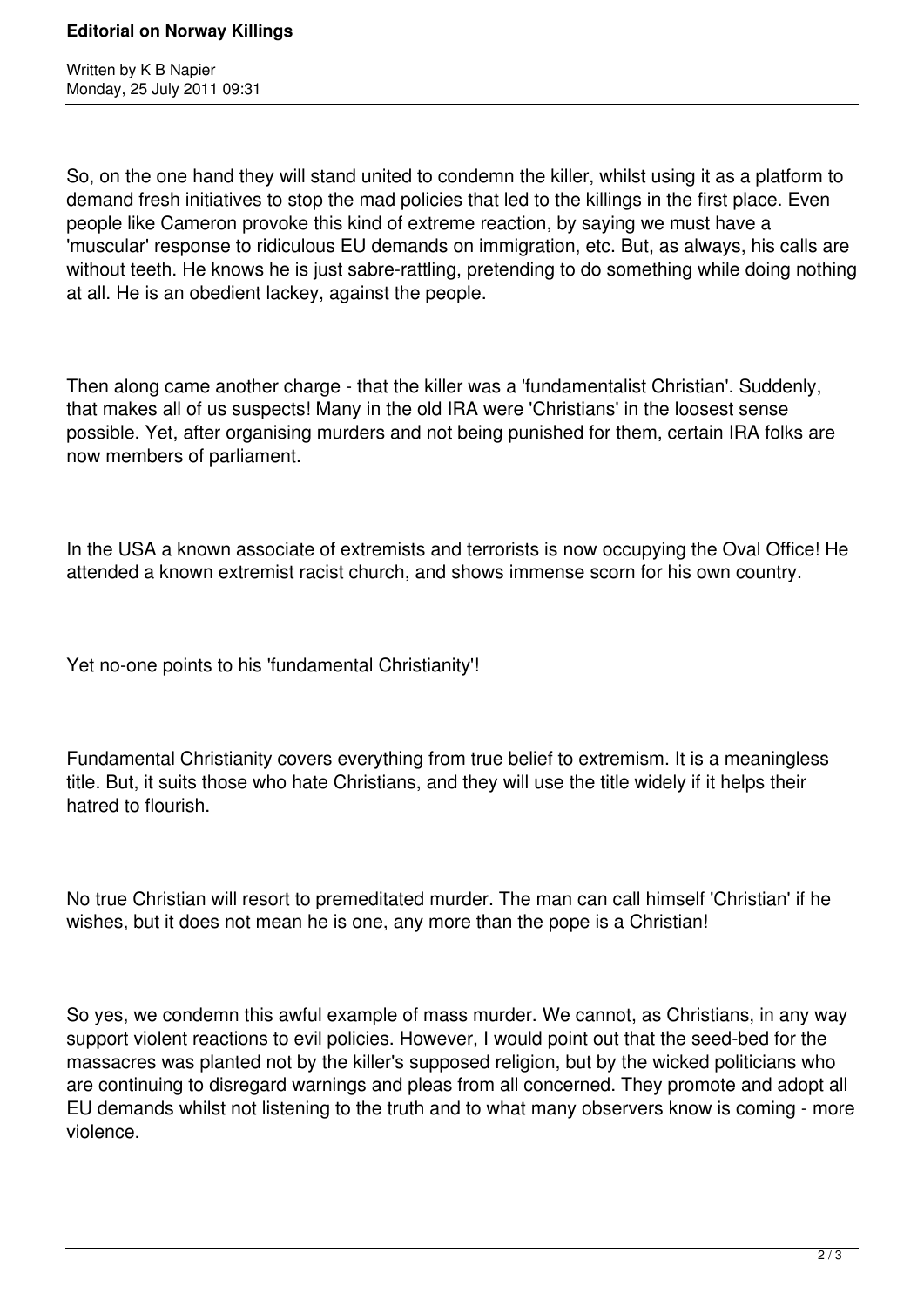So, on the one hand they will stand united to condemn the killer, whilst using it as a platform to demand fresh initiatives to stop the mad policies that led to the killings in the first place. Even people like Cameron provoke this kind of extreme reaction, by saying we must have a 'muscular' response to ridiculous EU demands on immigration, etc. But, as always, his calls are without teeth. He knows he is just sabre-rattling, pretending to do something while doing nothing at all. He is an obedient lackey, against the people.

Then along came another charge - that the killer was a 'fundamentalist Christian'. Suddenly, that makes all of us suspects! Many in the old IRA were 'Christians' in the loosest sense possible. Yet, after organising murders and not being punished for them, certain IRA folks are now members of parliament.

In the USA a known associate of extremists and terrorists is now occupying the Oval Office! He attended a known extremist racist church, and shows immense scorn for his own country.

Yet no-one points to his 'fundamental Christianity'!

Fundamental Christianity covers everything from true belief to extremism. It is a meaningless title. But, it suits those who hate Christians, and they will use the title widely if it helps their hatred to flourish.

No true Christian will resort to premeditated murder. The man can call himself 'Christian' if he wishes, but it does not mean he is one, any more than the pope is a Christian!

So yes, we condemn this awful example of mass murder. We cannot, as Christians, in any way support violent reactions to evil policies. However, I would point out that the seed-bed for the massacres was planted not by the killer's supposed religion, but by the wicked politicians who are continuing to disregard warnings and pleas from all concerned. They promote and adopt all EU demands whilst not listening to the truth and to what many observers know is coming - more violence.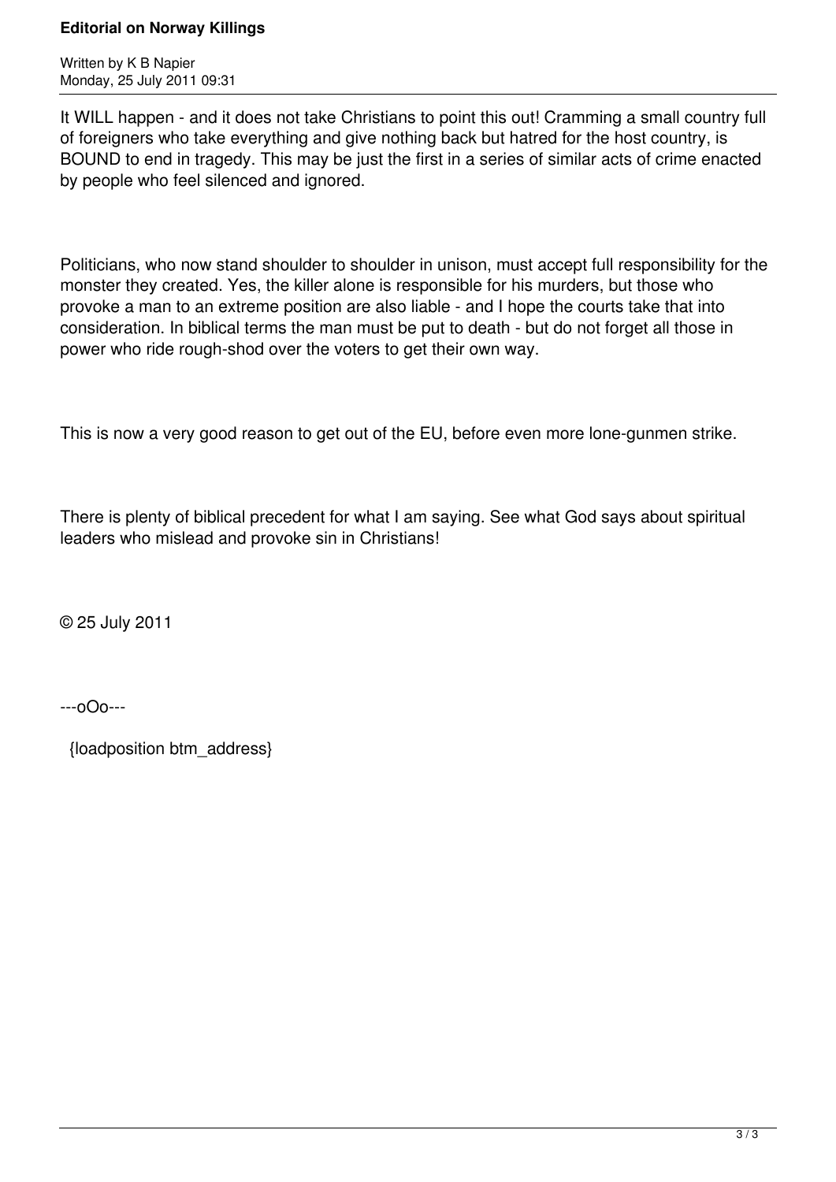It WILL happen - and it does not take Christians to point this out! Cramming a small country full of foreigners who take everything and give nothing back but hatred for the host country, is BOUND to end in tragedy. This may be just the first in a series of similar acts of crime enacted by people who feel silenced and ignored.

Politicians, who now stand shoulder to shoulder in unison, must accept full responsibility for the monster they created. Yes, the killer alone is responsible for his murders, but those who provoke a man to an extreme position are also liable - and I hope the courts take that into consideration. In biblical terms the man must be put to death - but do not forget all those in power who ride rough-shod over the voters to get their own way.

This is now a very good reason to get out of the EU, before even more lone-gunmen strike.

There is plenty of biblical precedent for what I am saying. See what God says about spiritual leaders who mislead and provoke sin in Christians!

© 25 July 2011

---oOo---

{loadposition btm_address}